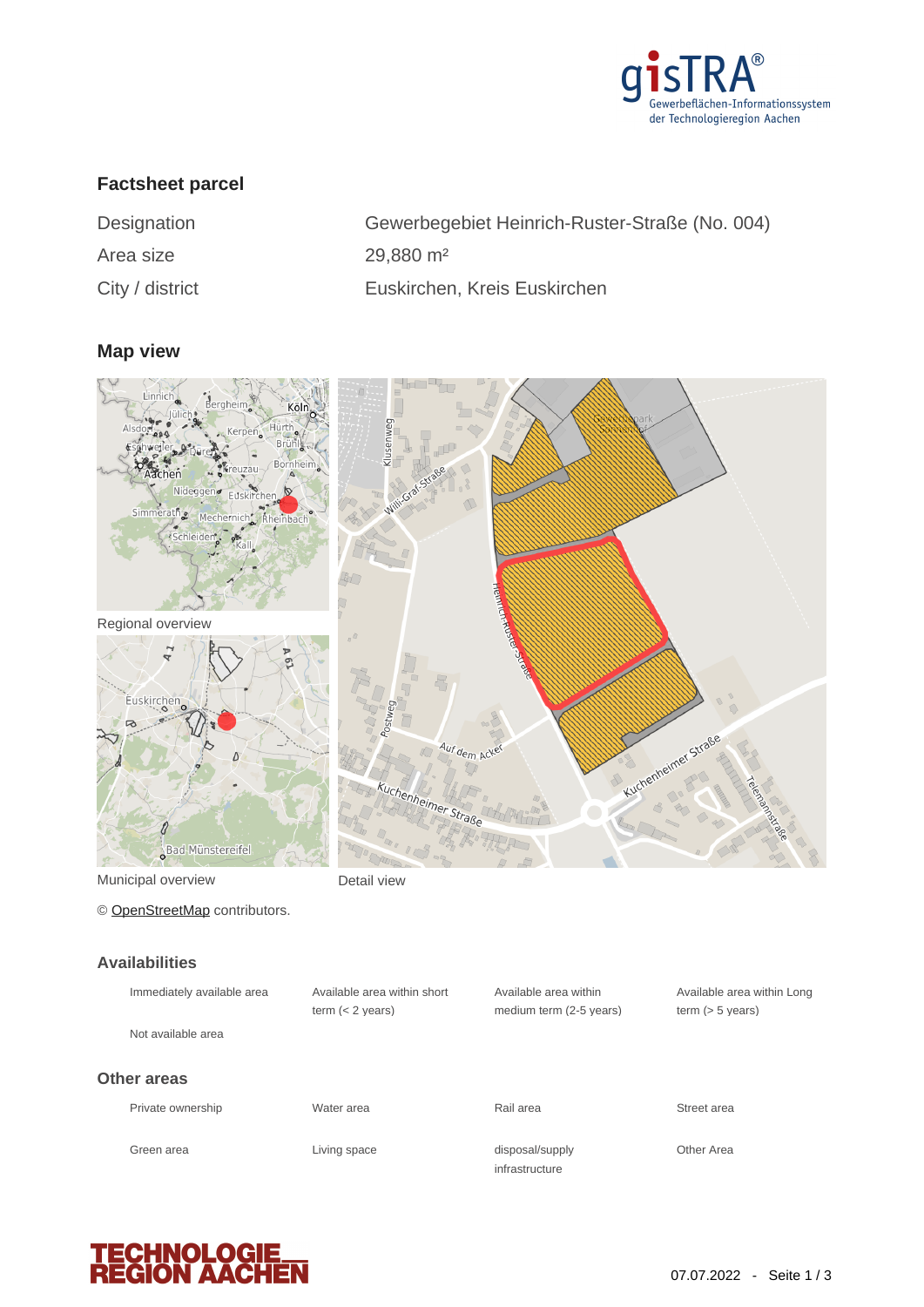## Factsheet parcel

| | |
|---|---|
| Designation | Gewerbegebiet Heinrich-Ruster-Straße (No. 004) |
| Area size | 29,880 m² |
| City / district | Euskirchen, Kreis Euskirchen |

## Map view

Regional overview

Municipal overview

Detail view

© OpenStreetMap contributors.

## Availabilities

| | | | |
|---|---|---|---|
| Immediately available area | Available area within short term (< 2 years) | Available area within medium term (2-5 years) | Available area within Long term (> 5 years) |
| Not available area | | | |

## Other areas

| | | | |
|---|---|---|---|
| Private ownership | Water area | Rail area | Street area |
| Green area | Living space | disposal/supply infrastructure | Other Area |

07.07.2022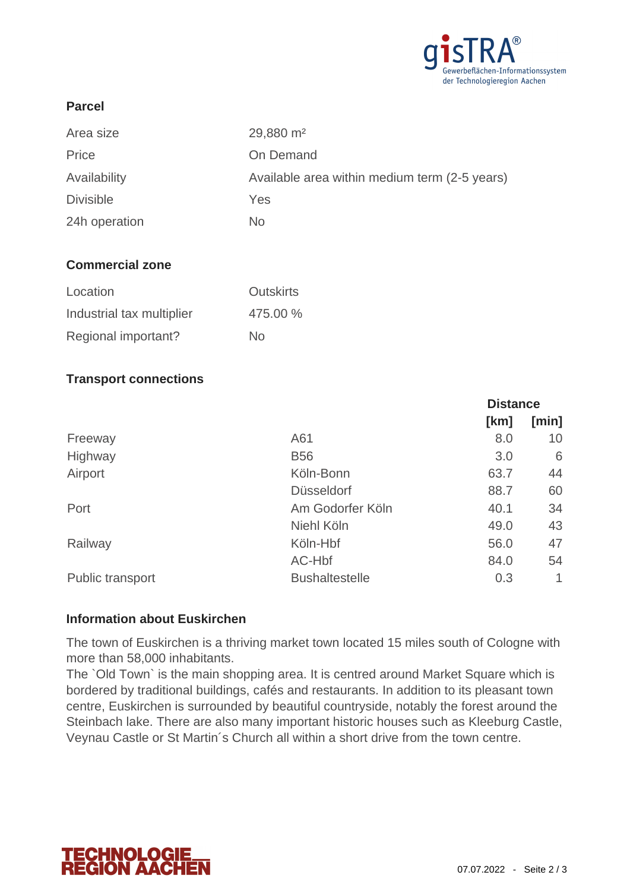## Parcel

| | |
|---|---|
| Area size | 29,880 m² |
| Price | On Demand |
| Availability | Available area within medium term (2-5 years) |
| Divisible | Yes |
| 24h operation | No |

## Commercial zone

| | |
|---|---|
| Location | Outskirts |
| Industrial tax multiplier | 475.00 % |
| Regional important? | No |

## Transport connections

| | | Distance | |
|---|---|---|---|
| | | [km] | [min] |
| Freeway | A61 | 8.0 | 10 |
| Highway | B56 | 3.0 | 6 |
| Airport | Köln-Bonn | 63.7 | 44 |
| | Düsseldorf | 88.7 | 60 |
| Port | Am Godorfer Köln | 40.1 | 34 |
| | Niehl Köln | 49.0 | 43 |
| Railway | Köln-Hbf | 56.0 | 47 |
| | AC-Hbf | 84.0 | 54 |
| Public transport | Bushaltestelle | 0.3 | 1 |

## Information about Euskirchen

The town of Euskirchen is a thriving market town located 15 miles south of Cologne with more than 58,000 inhabitants.
The `Old Town` is the main shopping area. It is centred around Market Square which is bordered by traditional buildings, cafés and restaurants. In addition to its pleasant town centre, Euskirchen is surrounded by beautiful countryside, notably the forest around the Steinbach lake. There are also many important historic houses such as Kleeburg Castle, Veynau Castle or St Martin´s Church all within a short drive from the town centre.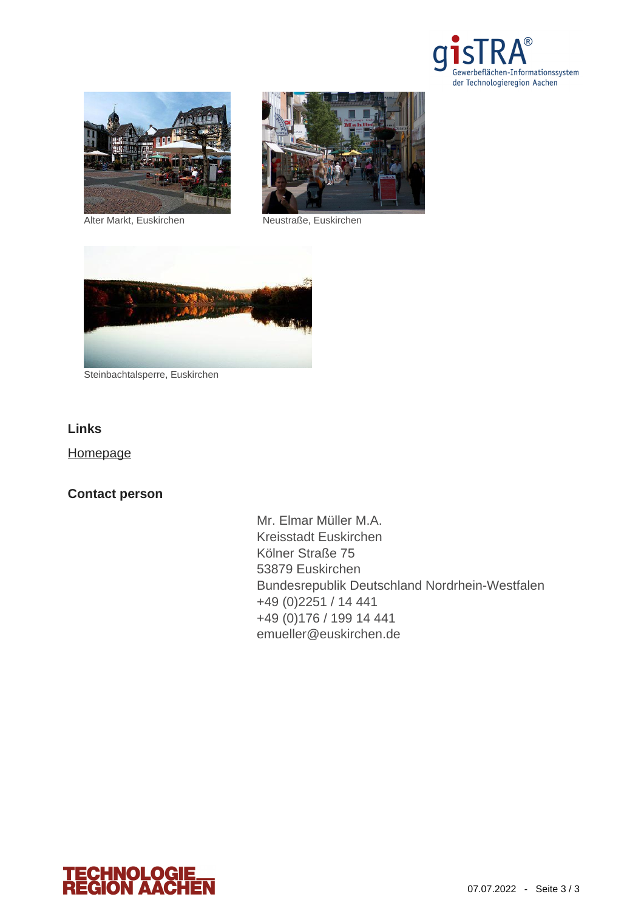Alter Markt, Euskirchen

Neustraße, Euskirchen

Steinbachtalsperre, Euskirchen

### Links

Homepage

### Contact person

Mr. Elmar Müller M.A.
Kreisstadt Euskirchen
Kölner Straße 75
53879 Euskirchen
Bundesrepublik Deutschland Nordrhein-Westfalen
+49 (0)2251 / 14 441
+49 (0)176 / 199 14 441
emueller@euskirchen.de